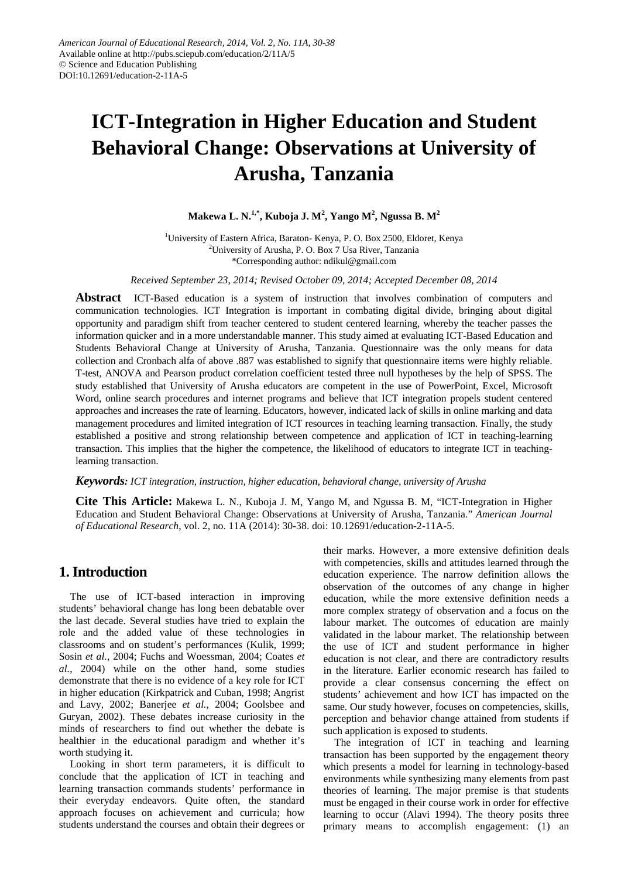*American Journal of Educational Research, 2014, Vol. 2, No. 11A, 30-38*
Available online at http://pubs.sciepub.com/education/2/11A/5
© Science and Education Publishing
DOI:10.12691/education-2-11A-5

# ICT-Integration in Higher Education and Student Behavioral Change: Observations at University of Arusha, Tanzania

**Makewa L. N.[1,*], Kuboja J. M[2], Yango M[2], Ngussa B. M[2]**

[1]University of Eastern Africa, Baraton- Kenya, P. O. Box 2500, Eldoret, Kenya
[2]University of Arusha, P. O. Box 7 Usa River, Tanzania
*Corresponding author: ndikul@gmail.com

*Received September 23, 2014; Revised October 09, 2014; Accepted December 08, 2014*

**Abstract** ICT-Based education is a system of instruction that involves combination of computers and communication technologies. ICT Integration is important in combating digital divide, bringing about digital opportunity and paradigm shift from teacher centered to student centered learning, whereby the teacher passes the information quicker and in a more understandable manner. This study aimed at evaluating ICT-Based Education and Students Behavioral Change at University of Arusha, Tanzania. Questionnaire was the only means for data collection and Cronbach alfa of above .887 was established to signify that questionnaire items were highly reliable. T-test, ANOVA and Pearson product correlation coefficient tested three null hypotheses by the help of SPSS. The study established that University of Arusha educators are competent in the use of PowerPoint, Excel, Microsoft Word, online search procedures and internet programs and believe that ICT integration propels student centered approaches and increases the rate of learning. Educators, however, indicated lack of skills in online marking and data management procedures and limited integration of ICT resources in teaching learning transaction. Finally, the study established a positive and strong relationship between competence and application of ICT in teaching-learning transaction. This implies that the higher the competence, the likelihood of educators to integrate ICT in teaching-learning transaction.

***Keywords:*** *ICT integration, instruction, higher education, behavioral change, university of Arusha*

**Cite This Article:** Makewa L. N., Kuboja J. M, Yango M, and Ngussa B. M, "ICT-Integration in Higher Education and Student Behavioral Change: Observations at University of Arusha, Tanzania." *American Journal of Educational Research*, vol. 2, no. 11A (2014): 30-38. doi: 10.12691/education-2-11A-5.

## 1. Introduction

The use of ICT-based interaction in improving students' behavioral change has long been debatable over the last decade. Several studies have tried to explain the role and the added value of these technologies in classrooms and on student's performances (Kulik, 1999; Sosin *et al.*, 2004; Fuchs and Woessman, 2004; Coates *et al.*, 2004) while on the other hand, some studies demonstrate that there is no evidence of a key role for ICT in higher education (Kirkpatrick and Cuban, 1998; Angrist and Lavy, 2002; Banerjee *et al.*, 2004; Goolsbee and Guryan, 2002). These debates increase curiosity in the minds of researchers to find out whether the debate is healthier in the educational paradigm and whether it's worth studying it.

Looking in short term parameters, it is difficult to conclude that the application of ICT in teaching and learning transaction commands students' performance in their everyday endeavors. Quite often, the standard approach focuses on achievement and curricula; how students understand the courses and obtain their degrees or their marks. However, a more extensive definition deals with competencies, skills and attitudes learned through the education experience. The narrow definition allows the observation of the outcomes of any change in higher education, while the more extensive definition needs a more complex strategy of observation and a focus on the labour market. The outcomes of education are mainly validated in the labour market. The relationship between the use of ICT and student performance in higher education is not clear, and there are contradictory results in the literature. Earlier economic research has failed to provide a clear consensus concerning the effect on students' achievement and how ICT has impacted on the same. Our study however, focuses on competencies, skills, perception and behavior change attained from students if such application is exposed to students.

The integration of ICT in teaching and learning transaction has been supported by the engagement theory which presents a model for learning in technology-based environments while synthesizing many elements from past theories of learning. The major premise is that students must be engaged in their course work in order for effective learning to occur (Alavi 1994). The theory posits three primary means to accomplish engagement: (1) an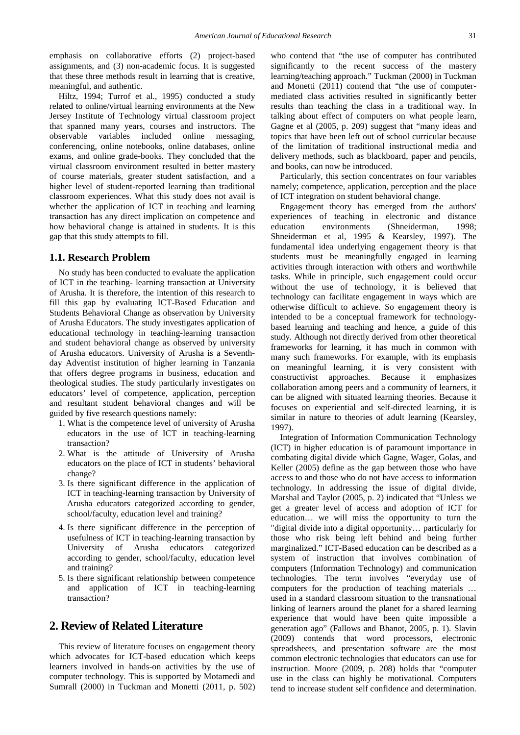emphasis on collaborative efforts (2) project-based assignments, and (3) non-academic focus. It is suggested that these three methods result in learning that is creative, meaningful, and authentic.

Hiltz, 1994; Turrof et al., 1995) conducted a study related to online/virtual learning environments at the New Jersey Institute of Technology virtual classroom project that spanned many years, courses and instructors. The observable variables included online messaging, conferencing, online notebooks, online databases, online exams, and online grade-books. They concluded that the virtual classroom environment resulted in better mastery of course materials, greater student satisfaction, and a higher level of student-reported learning than traditional classroom experiences. What this study does not avail is whether the application of ICT in teaching and learning transaction has any direct implication on competence and how behavioral change is attained in students. It is this gap that this study attempts to fill.

## 1.1. Research Problem

No study has been conducted to evaluate the application of ICT in the teaching- learning transaction at University of Arusha. It is therefore, the intention of this research to fill this gap by evaluating ICT-Based Education and Students Behavioral Change as observation by University of Arusha Educators. The study investigates application of educational technology in teaching-learning transaction and student behavioral change as observed by university of Arusha educators. University of Arusha is a Seventh-day Adventist institution of higher learning in Tanzania that offers degree programs in business, education and theological studies. The study particularly investigates on educators' level of competence, application, perception and resultant student behavioral changes and will be guided by five research questions namely:

1. What is the competence level of university of Arusha educators in the use of ICT in teaching-learning transaction?
2. What is the attitude of University of Arusha educators on the place of ICT in students' behavioral change?
3. Is there significant difference in the application of ICT in teaching-learning transaction by University of Arusha educators categorized according to gender, school/faculty, education level and training?
4. Is there significant difference in the perception of usefulness of ICT in teaching-learning transaction by University of Arusha educators categorized according to gender, school/faculty, education level and training?
5. Is there significant relationship between competence and application of ICT in teaching-learning transaction?

# 2. Review of Related Literature

This review of literature focuses on engagement theory which advocates for ICT-based education which keeps learners involved in hands-on activities by the use of computer technology. This is supported by Motamedi and Sumrall (2000) in Tuckman and Monetti (2011, p. 502) who contend that "the use of computer has contributed significantly to the recent success of the mastery learning/teaching approach." Tuckman (2000) in Tuckman and Monetti (2011) contend that "the use of computer-mediated class activities resulted in significantly better results than teaching the class in a traditional way. In talking about effect of computers on what people learn, Gagne et al (2005, p. 209) suggest that "many ideas and topics that have been left out of school curricular because of the limitation of traditional instructional media and delivery methods, such as blackboard, paper and pencils, and books, can now be introduced.

Particularly, this section concentrates on four variables namely; competence, application, perception and the place of ICT integration on student behavioral change.

Engagement theory has emerged from the authors' experiences of teaching in electronic and distance education environments (Shneiderman, 1998; Shneiderman et al, 1995 & Kearsley, 1997). The fundamental idea underlying engagement theory is that students must be meaningfully engaged in learning activities through interaction with others and worthwhile tasks. While in principle, such engagement could occur without the use of technology, it is believed that technology can facilitate engagement in ways which are otherwise difficult to achieve. So engagement theory is intended to be a conceptual framework for technology-based learning and teaching and hence, a guide of this study. Although not directly derived from other theoretical frameworks for learning, it has much in common with many such frameworks. For example, with its emphasis on meaningful learning, it is very consistent with constructivist approaches. Because it emphasizes collaboration among peers and a community of learners, it can be aligned with situated learning theories. Because it focuses on experiential and self-directed learning, it is similar in nature to theories of adult learning (Kearsley, 1997).

Integration of Information Communication Technology (ICT) in higher education is of paramount importance in combating digital divide which Gagne, Wager, Golas, and Keller (2005) define as the gap between those who have access to and those who do not have access to information technology. In addressing the issue of digital divide, Marshal and Taylor (2005, p. 2) indicated that "Unless we get a greater level of access and adoption of ICT for education… we will miss the opportunity to turn the "digital divide into a digital opportunity… particularly for those who risk being left behind and being further marginalized." ICT-Based education can be described as a system of instruction that involves combination of computers (Information Technology) and communication technologies. The term involves "everyday use of computers for the production of teaching materials … used in a standard classroom situation to the transnational linking of learners around the planet for a shared learning experience that would have been quite impossible a generation ago" (Fallows and Bhanot, 2005, p. 1). Slavin (2009) contends that word processors, electronic spreadsheets, and presentation software are the most common electronic technologies that educators can use for instruction. Moore (2009, p. 208) holds that "computer use in the class can highly be motivational. Computers tend to increase student self confidence and determination.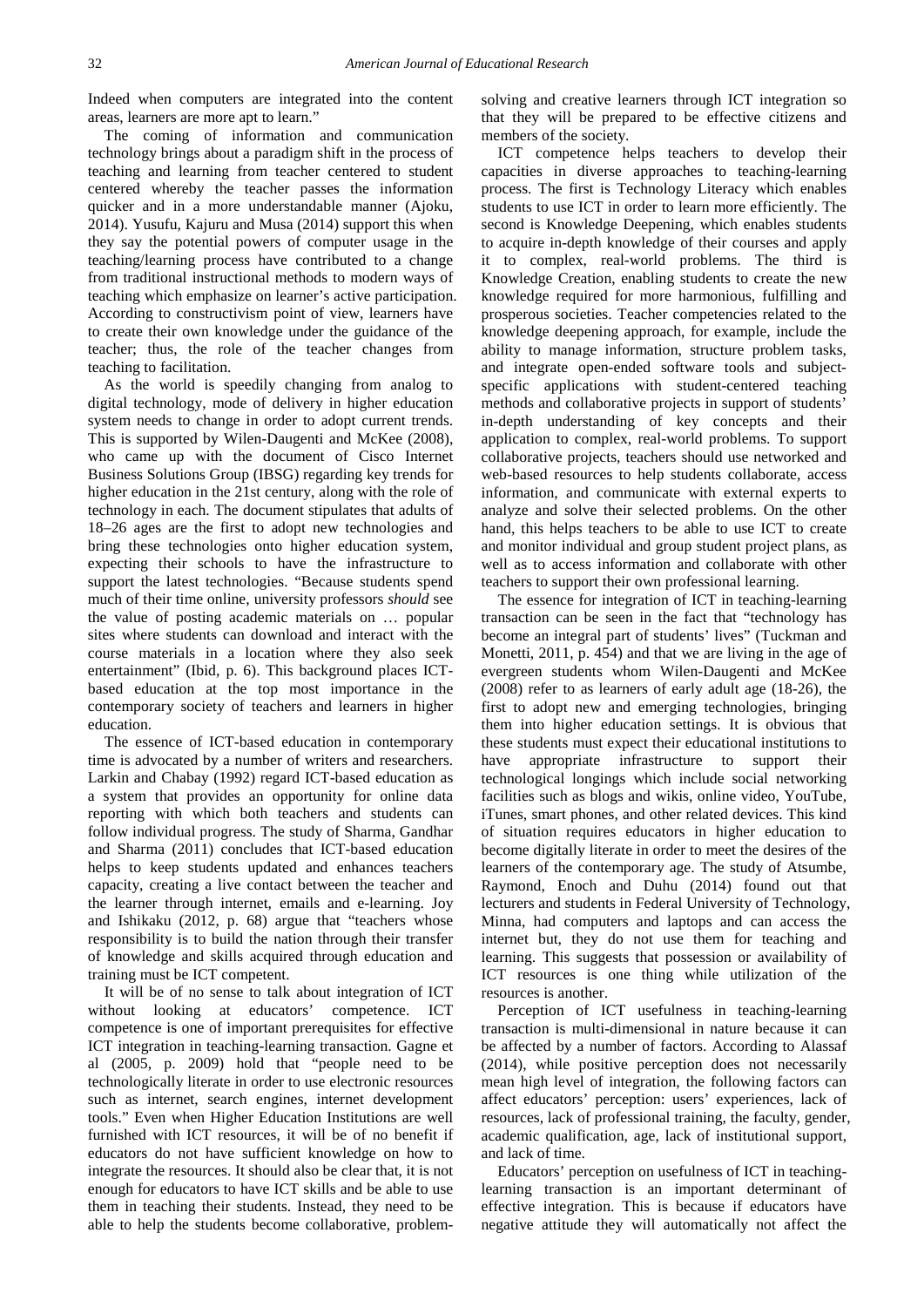Indeed when computers are integrated into the content areas, learners are more apt to learn."

The coming of information and communication technology brings about a paradigm shift in the process of teaching and learning from teacher centered to student centered whereby the teacher passes the information quicker and in a more understandable manner (Ajoku, 2014). Yusufu, Kajuru and Musa (2014) support this when they say the potential powers of computer usage in the teaching/learning process have contributed to a change from traditional instructional methods to modern ways of teaching which emphasize on learner's active participation. According to constructivism point of view, learners have to create their own knowledge under the guidance of the teacher; thus, the role of the teacher changes from teaching to facilitation.

As the world is speedily changing from analog to digital technology, mode of delivery in higher education system needs to change in order to adopt current trends. This is supported by Wilen-Daugenti and McKee (2008), who came up with the document of Cisco Internet Business Solutions Group (IBSG) regarding key trends for higher education in the 21st century, along with the role of technology in each. The document stipulates that adults of 18–26 ages are the first to adopt new technologies and bring these technologies onto higher education system, expecting their schools to have the infrastructure to support the latest technologies. "Because students spend much of their time online, university professors *should* see the value of popular academic materials on … popular sites where students can download and interact with the course materials in a location where they also seek entertainment" (Ibid, p. 6). This background places ICT-based education at the top most importance in the contemporary society of teachers and learners in higher education.

The essence of ICT-based education in contemporary time is advocated by a number of writers and researchers. Larkin and Chabay (1992) regard ICT-based education as a system that provides an opportunity for online data reporting with which both teachers and students can follow individual progress. The study of Sharma, Gandhar and Sharma (2011) concludes that ICT-based education helps to keep students updated and enhances teachers capacity, creating a live contact between the teacher and the learner through internet, emails and e-learning. Joy and Ishikaku (2012, p. 68) argue that "teachers whose responsibility is to build the nation through their transfer of knowledge and skills acquired through education and training must be ICT competent.

It will be of no sense to talk about integration of ICT without looking at educators' competence. ICT competence is one of important prerequisites for effective ICT integration in teaching-learning transaction. Gagne et al (2005, p. 2009) hold that "people need to be technologically literate in order to use electronic resources such as internet, search engines, internet development tools." Even when Higher Education Institutions are well furnished with ICT resources, it will be of no benefit if educators do not have sufficient knowledge on how to integrate the resources. It should also be clear that, it is not enough for educators to have ICT skills and be able to use them in teaching their students. Instead, they need to be able to help the students become collaborative, problem-solving and creative learners through ICT integration so that they will be prepared to be effective citizens and members of the society.

ICT competence helps teachers to develop their capacities in diverse approaches to teaching-learning process. The first is Technology Literacy which enables students to use ICT in order to learn more efficiently. The second is Knowledge Deepening, which enables students to acquire in-depth knowledge of their courses and apply it to complex, real-world problems. The third is Knowledge Creation, enabling students to create the new knowledge required for more harmonious, fulfilling and prosperous societies. Teacher competencies related to the knowledge deepening approach, for example, include the ability to manage information, structure problem tasks, and integrate open-ended software tools and subject-specific applications with student-centered teaching methods and collaborative projects in support of students' in-depth understanding of key concepts and their application to complex, real-world problems. To support collaborative projects, teachers should use networked and web-based resources to help students collaborate, access information, and communicate with external experts to analyze and solve their selected problems. On the other hand, this helps teachers to be able to use ICT to create and monitor individual and group student project plans, as well as to access information and collaborate with other teachers to support their own professional learning.

The essence for integration of ICT in teaching-learning transaction can be seen in the fact that "technology has become an integral part of students' lives" (Tuckman and Monetti, 2011, p. 454) and that we are living in the age of evergreen students whom Wilen-Daugenti and McKee (2008) refer to as learners of early adult age (18-26), the first to adopt new and emerging technologies, bringing them into higher education settings. It is obvious that these students must expect their educational institutions to have appropriate infrastructure to support their technological longings which include social networking facilities such as blogs and wikis, online video, YouTube, iTunes, smart phones, and other related devices. This kind of situation requires educators in higher education to become digitally literate in order to meet the desires of the learners of the contemporary age. The study of Atsumbe, Raymond, Enoch and Duhu (2014) found out that lecturers and students in Federal University of Technology, Minna, had computers and laptops and can access the internet but, they do not use them for teaching and learning. This suggests that possession or availability of ICT resources is one thing while utilization of the resources is another.

Perception of ICT usefulness in teaching-learning transaction is multi-dimensional in nature because it can be affected by a number of factors. According to Alassaf (2014), while positive perception does not necessarily mean high level of integration, the following factors can affect educators' perception: users' experiences, lack of resources, lack of professional training, the faculty, gender, academic qualification, age, lack of institutional support, and lack of time.

Educators' perception on usefulness of ICT in teaching-learning transaction is an important determinant of effective integration. This is because if educators have negative attitude they will automatically not affect the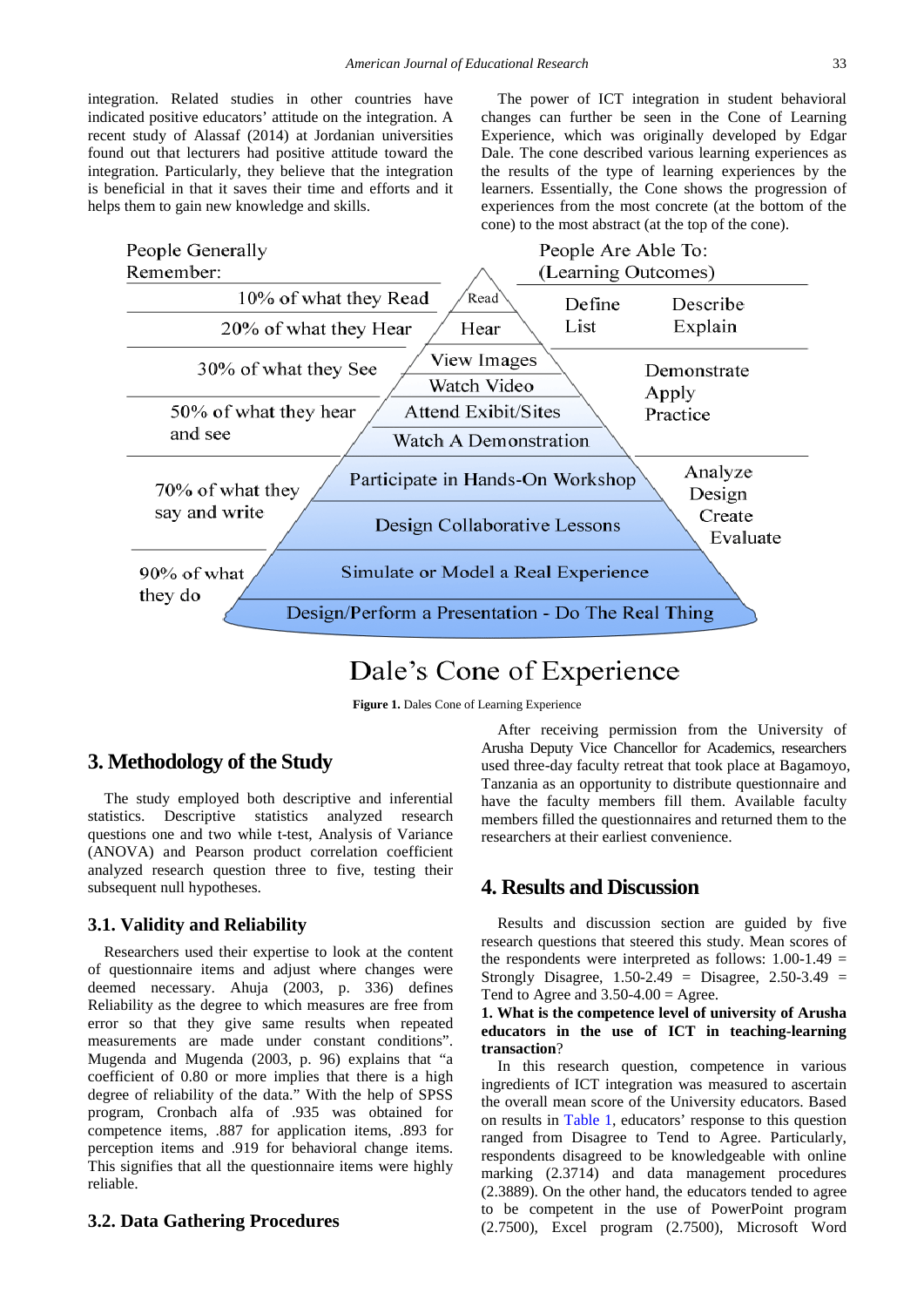integration. Related studies in other countries have indicated positive educators' attitude on the integration. A recent study of Alassaf (2014) at Jordanian universities found out that lecturers had positive attitude toward the integration. Particularly, they believe that the integration is beneficial in that it saves their time and efforts and it helps them to gain new knowledge and skills.

The power of ICT integration in student behavioral changes can further be seen in the Cone of Learning Experience, which was originally developed by Edgar Dale. The cone described various learning experiences as the results of the type of learning experiences by the learners. Essentially, the Cone shows the progression of experiences from the most concrete (at the bottom of the cone) to the most abstract (at the top of the cone).

**Figure 1.** Dales Cone of Learning Experience

## 3. Methodology of the Study

The study employed both descriptive and inferential statistics. Descriptive statistics analyzed research questions one and two while t-test, Analysis of Variance (ANOVA) and Pearson product correlation coefficient analyzed research question three to five, testing their subsequent null hypotheses.

### 3.1. Validity and Reliability

Researchers used their expertise to look at the content of questionnaire items and adjust where changes were deemed necessary. Ahuja (2003, p. 336) defines Reliability as the degree to which measures are free from error so that they give same results when repeated measurements are made under constant conditions". Mugenda and Mugenda (2003, p. 96) explains that "a coefficient of 0.80 or more implies that there is a high degree of reliability of the data." With the help of SPSS program, Cronbach alfa of .935 was obtained for competence items, .887 for application items, .893 for perception items and .919 for behavioral change items. This signifies that all the questionnaire items were highly reliable.

### 3.2. Data Gathering Procedures

After receiving permission from the University of Arusha Deputy Vice Chancellor for Academics, researchers used three-day faculty retreat that took place at Bagamoyo, Tanzania as an opportunity to distribute questionnaire and have the faculty members fill them. Available faculty members filled the questionnaires and returned them to the researchers at their earliest convenience.

## 4. Results and Discussion

Results and discussion section are guided by five research questions that steered this study. Mean scores of the respondents were interpreted as follows: 1.00-1.49 = Strongly Disagree, 1.50-2.49 = Disagree, 2.50-3.49 = Tend to Agree and 3.50-4.00 = Agree.

**1. What is the competence level of university of Arusha educators in the use of ICT in teaching-learning transaction?**

In this research question, competence in various ingredients of ICT integration was measured to ascertain the overall mean score of the University educators. Based on results in Table 1, educators' response to this question ranged from Disagree to Tend to Agree. Particularly, respondents disagreed to be knowledgeable with online marking (2.3714) and data management procedures (2.3889). On the other hand, the educators tended to agree to be competent in the use of PowerPoint program (2.7500), Excel program (2.7500), Microsoft Word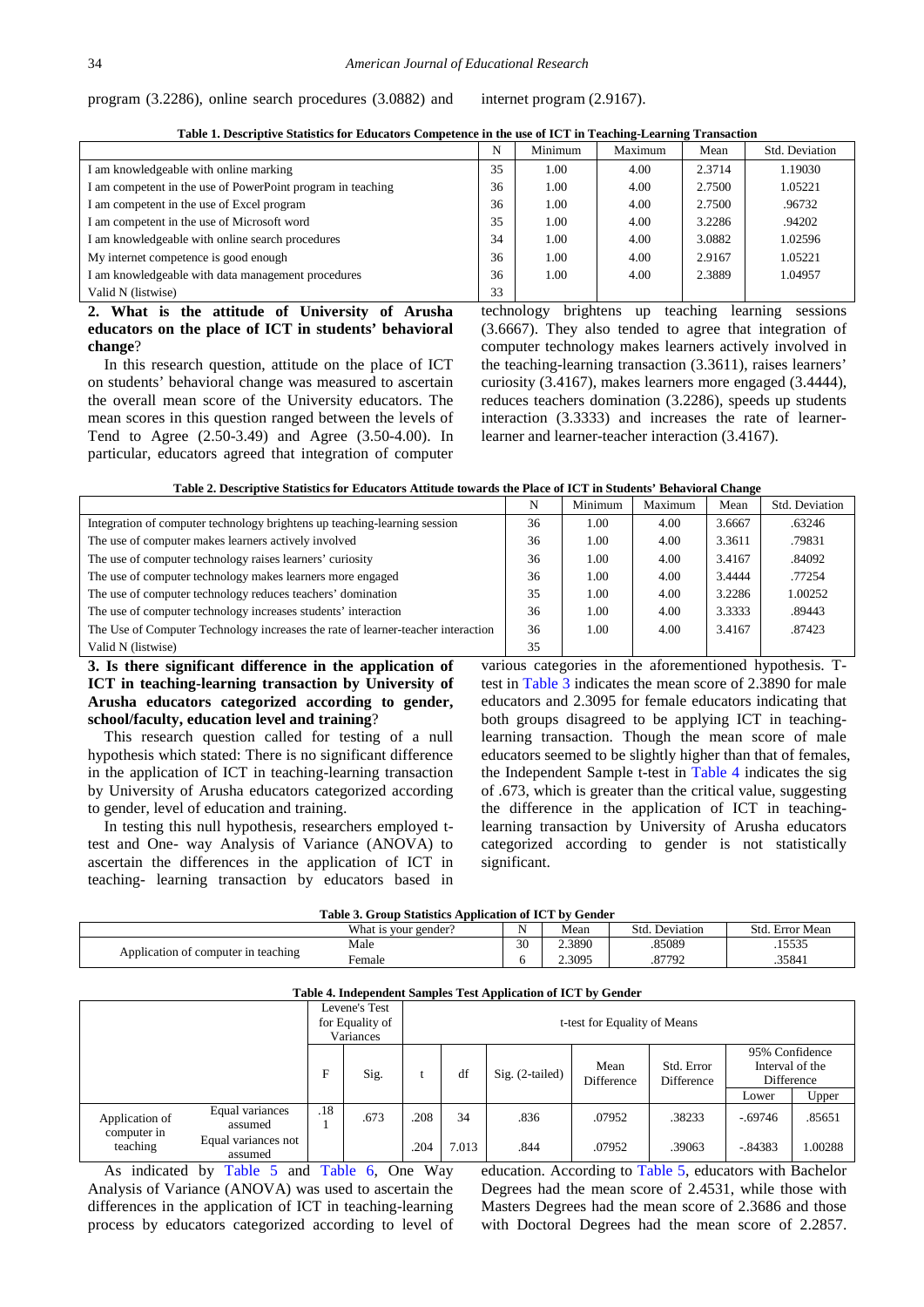program (3.2286), online search procedures (3.0882) and internet program (2.9167).

**Table 1. Descriptive Statistics for Educators Competence in the use of ICT in Teaching-Learning Transaction**

| | N | Minimum | Maximum | Mean | Std. Deviation |
|---|---|---|---|---|---|
| I am knowledgeable with online marking | 35 | 1.00 | 4.00 | 2.3714 | 1.19030 |
| I am competent in the use of PowerPoint program in teaching | 36 | 1.00 | 4.00 | 2.7500 | 1.05221 |
| I am competent in the use of Excel program | 36 | 1.00 | 4.00 | 2.7500 | .96732 |
| I am competent in the use of Microsoft word | 35 | 1.00 | 4.00 | 3.2286 | .94202 |
| I am knowledgeable with online search procedures | 34 | 1.00 | 4.00 | 3.0882 | 1.02596 |
| My internet competence is good enough | 36 | 1.00 | 4.00 | 2.9167 | 1.05221 |
| I am knowledgeable with data management procedures | 36 | 1.00 | 4.00 | 2.3889 | 1.04957 |
| Valid N (listwise) | 33 | | | | |

**2. What is the attitude of University of Arusha educators on the place of ICT in students' behavioral change**?

In this research question, attitude on the place of ICT on students' behavioral change was measured to ascertain the overall mean score of the University educators. The mean scores in this question ranged between the levels of Tend to Agree (2.50-3.49) and Agree (3.50-4.00). In particular, educators agreed that integration of computer technology brightens up teaching learning sessions (3.6667). They also tended to agree that integration of computer technology makes learners actively involved in the teaching-learning transaction (3.3611), raises learners' curiosity (3.4167), makes learners more engaged (3.4444), reduces teachers domination (3.2286), speeds up students interaction (3.3333) and increases the rate of learner-learner and learner-teacher interaction (3.4167).

**Table 2. Descriptive Statistics for Educators Attitude towards the Place of ICT in Students' Behavioral Change**

| | N | Minimum | Maximum | Mean | Std. Deviation |
|---|---|---|---|---|---|
| Integration of computer technology brightens up teaching-learning session | 36 | 1.00 | 4.00 | 3.6667 | .63246 |
| The use of computer makes learners actively involved | 36 | 1.00 | 4.00 | 3.3611 | .79831 |
| The use of computer technology raises learners' curiosity | 36 | 1.00 | 4.00 | 3.4167 | .84092 |
| The use of computer technology makes learners more engaged | 36 | 1.00 | 4.00 | 3.4444 | .77254 |
| The use of computer technology reduces teachers' domination | 35 | 1.00 | 4.00 | 3.2286 | 1.00252 |
| The use of computer technology increases students' interaction | 36 | 1.00 | 4.00 | 3.3333 | .89443 |
| The Use of Computer Technology increases the rate of learner-teacher interaction | 36 | 1.00 | 4.00 | 3.4167 | .87423 |
| Valid N (listwise) | 35 | | | | |

**3. Is there significant difference in the application of ICT in teaching-learning transaction by University of Arusha educators categorized according to gender, school/faculty, education level and training**?

This research question called for testing of a null hypothesis which stated: There is no significant difference in the application of ICT in teaching-learning transaction by University of Arusha educators categorized according to gender, level of education and training.

In testing this null hypothesis, researchers employed t-test and One- way Analysis of Variance (ANOVA) to ascertain the differences in the application of ICT in teaching- learning transaction by educators based in various categories in the aforementioned hypothesis. T-test in Table 3 indicates the mean score of 2.3890 for male educators and 2.3095 for female educators indicating that both groups disagreed to be applying ICT in teaching-learning transaction. Though the mean score of male educators seemed to be slightly higher than that of females, the Independent Sample t-test in Table 4 indicates the sig of .673, which is greater than the critical value, suggesting the difference in the application of ICT in teaching-learning transaction by University of Arusha educators categorized according to gender is not statistically significant.

**Table 3. Group Statistics Application of ICT by Gender**

| | What is your gender? | N | Mean | Std. Deviation | Std. Error Mean |
|---|---|---|---|---|---|
| Application of computer in teaching | Male | 30 | 2.3890 | .85089 | .15535 |
| | Female | 6 | 2.3095 | .87792 | .35841 |

**Table 4. Independent Samples Test Application of ICT by Gender**

| | | Levene's Test for Equality of Variances | | t-test for Equality of Means | | | | | | |
|---|---|---|---|---|---|---|---|---|---|---|
| | | F | Sig. | t | df | Sig. (2-tailed) | Mean Difference | Std. Error Difference | 95% Confidence Interval of the Difference | |
| | | | | | | | | | Lower | Upper |
| Application of computer in teaching | Equal variances assumed | .181 | .673 | .208 | 34 | .836 | .07952 | .38233 | -.69746 | .85651 |
| | Equal variances not assumed | | | .204 | 7.013 | .844 | .07952 | .39063 | -.84383 | 1.00288 |

As indicated by Table 5 and Table 6, One Way Analysis of Variance (ANOVA) was used to ascertain the differences in the application of ICT in teaching-learning process by educators categorized according to level of education. According to Table 5, educators with Bachelor Degrees had the mean score of 2.4531, while those with Masters Degrees had the mean score of 2.3686 and those with Doctoral Degrees had the mean score of 2.2857.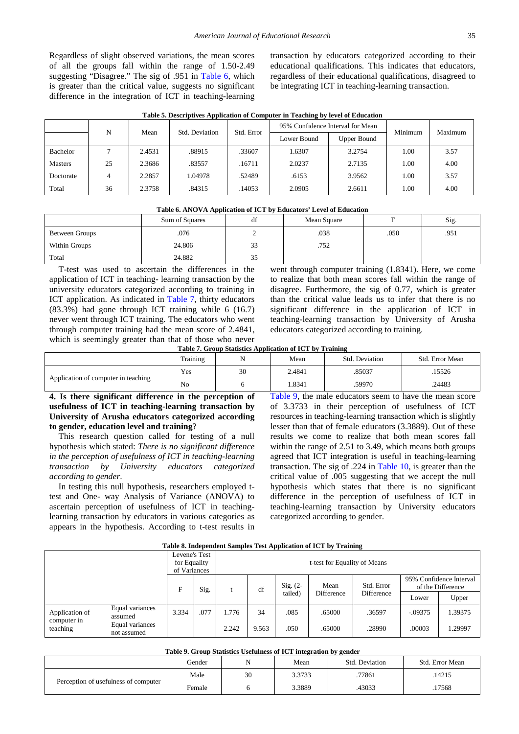Regardless of slight observed variations, the mean scores of all the groups fall within the range of 1.50-2.49 suggesting "Disagree." The sig of .951 in Table 6, which is greater than the critical value, suggests no significant difference in the integration of ICT in teaching-learning transaction by educators categorized according to their educational qualifications. This indicates that educators, regardless of their educational qualifications, disagreed to be integrating ICT in teaching-learning transaction.

**Table 5. Descriptives Application of Computer in Teaching by level of Education**

| | N | Mean | Std. Deviation | Std. Error | 95% Confidence Interval for Mean | | Minimum | Maximum |
|---|---|---|---|---|---|---|---|---|
| | | | | | Lower Bound | Upper Bound | | |
| Bachelor | 7 | 2.4531 | .88915 | .33607 | 1.6307 | 3.2754 | 1.00 | 3.57 |
| Masters | 25 | 2.3686 | .83557 | .16711 | 2.0237 | 2.7135 | 1.00 | 4.00 |
| Doctorate | 4 | 2.2857 | 1.04978 | .52489 | .6153 | 3.9562 | 1.00 | 3.57 |
| Total | 36 | 2.3758 | .84315 | .14053 | 2.0905 | 2.6611 | 1.00 | 4.00 |

**Table 6. ANOVA Application of ICT by Educators' Level of Education**

| | Sum of Squares | df | Mean Square | F | Sig. |
|---|---|---|---|---|---|
| Between Groups | .076 | 2 | .038 | .050 | .951 |
| Within Groups | 24.806 | 33 | .752 | | |
| Total | 24.882 | 35 | | | |

T-test was used to ascertain the differences in the application of ICT in teaching- learning transaction by the university educators categorized according to training in ICT application. As indicated in Table 7, thirty educators (83.3%) had gone through ICT training while 6 (16.7) never went through ICT training. The educators who went through computer training had the mean score of 2.4841, which is seemingly greater than that of those who never went through computer training (1.8341). Here, we come to realize that both mean scores fall within the range of disagree. Furthermore, the sig of 0.77, which is greater than the critical value leads us to infer that there is no significant difference in the application of ICT in teaching-learning transaction by University of Arusha educators categorized according to training.

**Table 7. Group Statistics Application of ICT by Training**

| | Training | N | Mean | Std. Deviation | Std. Error Mean |
|---|---|---|---|---|---|
| Application of computer in teaching | Yes | 30 | 2.4841 | .85037 | .15526 |
| | No | 6 | 1.8341 | .59970 | .24483 |

**4. Is there significant difference in the perception of usefulness of ICT in teaching-learning transaction by University of Arusha educators categorized according to gender, education level and training?**

This research question called for testing of a null hypothesis which stated: *There is no significant difference in the perception of usefulness of ICT in teaching-learning transaction by University educators categorized according to gender*.

In testing this null hypothesis, researchers employed t-test and One- way Analysis of Variance (ANOVA) to ascertain perception of usefulness of ICT in teaching-learning transaction by educators in various categories as appears in the hypothesis. According to t-test results in Table 9, the male educators seem to have the mean score of 3.3733 in their perception of usefulness of ICT resources in teaching-learning transaction which is slightly lesser than that of female educators (3.3889). Out of these results we come to realize that both mean scores fall within the range of 2.51 to 3.49, which means both groups agreed that ICT integration is useful in teaching-learning transaction. The sig of .224 in Table 10, is greater than the critical value of .005 suggesting that we accept the null hypothesis which states that there is no significant difference in the perception of usefulness of ICT in teaching-learning transaction by University educators categorized according to gender.

**Table 8. Independent Samples Test Application of ICT by Training**

| | | Levene's Test for Equality of Variances | | t-test for Equality of Means | | | | | | |
|---|---|---|---|---|---|---|---|---|---|---|
| | | F | Sig. | t | df | Sig. (2-tailed) | Mean Difference | Std. Error Difference | 95% Confidence Interval of the Difference | |
| | | | | | | | | | Lower | Upper |
| Application of computer in teaching | Equal variances assumed | 3.334 | .077 | 1.776 | 34 | .085 | .65000 | .36597 | -.09375 | 1.39375 |
| | Equal variances not assumed | | | 2.242 | 9.563 | .050 | .65000 | .28990 | .00003 | 1.29997 |

**Table 9. Group Statistics Usefulness of ICT integration by gender**

| | Gender | N | Mean | Std. Deviation | Std. Error Mean |
|---|---|---|---|---|---|
| Perception of usefulness of computer | Male | 30 | 3.3733 | .77861 | .14215 |
| | Female | 6 | 3.3889 | .43033 | .17568 |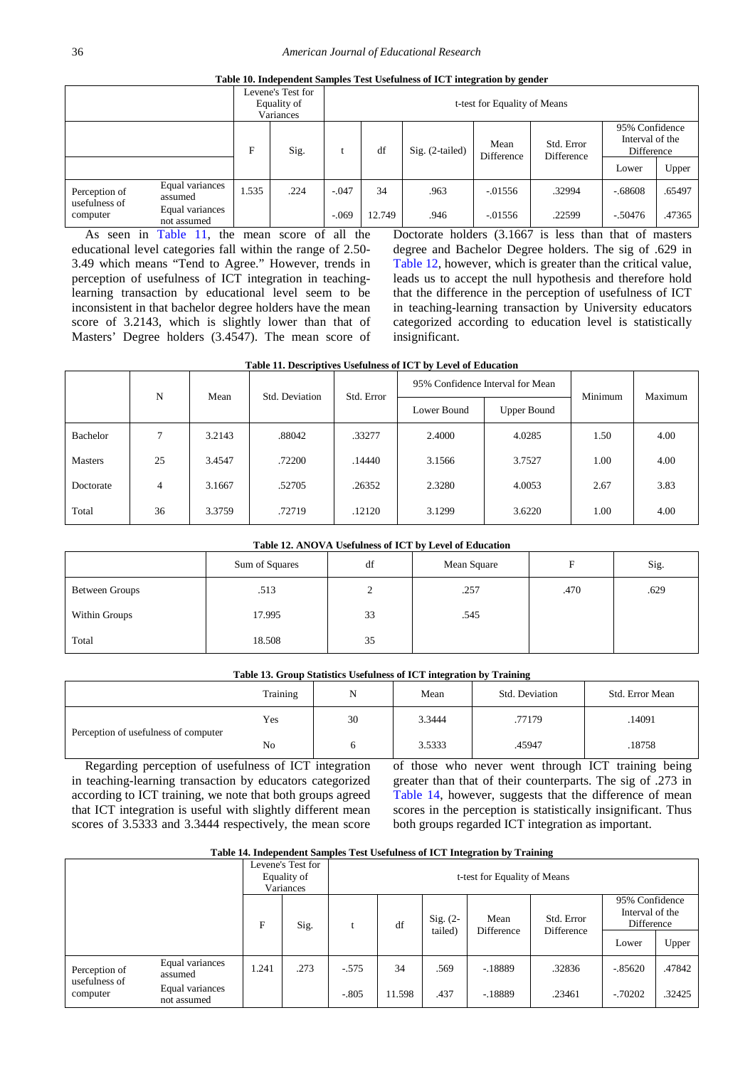**Table 10. Independent Samples Test Usefulness of ICT integration by gender**

| | | Levene's Test for Equality of Variances | | t-test for Equality of Means | | | | | | |
|---|---|---|---|---|---|---|---|---|---|---|
| | | F | Sig. | t | df | Sig. (2-tailed) | Mean Difference | Std. Error Difference | 95% Confidence Interval of the Difference | |
| | | | | | | | | | Lower | Upper |
| Perception of usefulness of computer | Equal variances assumed | 1.535 | .224 | -.047 | 34 | .963 | -.01556 | .32994 | -.68608 | .65497 |
| | Equal variances not assumed | | | -.069 | 12.749 | .946 | -.01556 | .22599 | -.50476 | .47365 |

As seen in Table 11, the mean score of all the educational level categories fall within the range of 2.50-3.49 which means "Tend to Agree." However, trends in perception of usefulness of ICT integration in teaching-learning transaction by educational level seem to be inconsistent in that bachelor degree holders have the mean score of 3.2143, which is slightly lower than that of Masters' Degree holders (3.4547). The mean score of Doctorate holders (3.1667 is less than that of masters degree and Bachelor Degree holders. The sig of .629 in Table 12, however, which is greater than the critical value, leads us to accept the null hypothesis and therefore hold that the difference in the perception of usefulness of ICT in teaching-learning transaction by University educators categorized according to education level is statistically insignificant.

**Table 11. Descriptives Usefulness of ICT by Level of Education**

| | N | Mean | Std. Deviation | Std. Error | 95% Confidence Interval for Mean | | Minimum | Maximum |
|---|---|---|---|---|---|---|---|---|
| | | | | | Lower Bound | Upper Bound | | |
| Bachelor | 7 | 3.2143 | .88042 | .33277 | 2.4000 | 4.0285 | 1.50 | 4.00 |
| Masters | 25 | 3.4547 | .72200 | .14440 | 3.1566 | 3.7527 | 1.00 | 4.00 |
| Doctorate | 4 | 3.1667 | .52705 | .26352 | 2.3280 | 4.0053 | 2.67 | 3.83 |
| Total | 36 | 3.3759 | .72719 | .12120 | 3.1299 | 3.6220 | 1.00 | 4.00 |

**Table 12. ANOVA Usefulness of ICT by Level of Education**

| | Sum of Squares | df | Mean Square | F | Sig. |
|---|---|---|---|---|---|
| Between Groups | .513 | 2 | .257 | .470 | .629 |
| Within Groups | 17.995 | 33 | .545 | | |
| Total | 18.508 | 35 | | | |

**Table 13. Group Statistics Usefulness of ICT integration by Training**

| | Training | N | Mean | Std. Deviation | Std. Error Mean |
|---|---|---|---|---|---|
| Perception of usefulness of computer | Yes | 30 | 3.3444 | .77179 | .14091 |
| | No | 6 | 3.5333 | .45947 | .18758 |

Regarding perception of usefulness of ICT integration in teaching-learning transaction by educators categorized according to ICT training, we note that both groups agreed that ICT integration is useful with slightly different mean scores of 3.5333 and 3.3444 respectively, the mean score of those who never went through ICT training being greater than that of their counterparts. The sig of .273 in Table 14, however, suggests that the difference of mean scores in the perception is statistically insignificant. Thus both groups regarded ICT integration as important.

**Table 14. Independent Samples Test Usefulness of ICT Integration by Training**

| | | Levene's Test for Equality of Variances | | t-test for Equality of Means | | | | | | |
|---|---|---|---|---|---|---|---|---|---|---|
| | | F | Sig. | t | df | Sig. (2-tailed) | Mean Difference | Std. Error Difference | 95% Confidence Interval of the Difference | |
| | | | | | | | | | Lower | Upper |
| Perception of usefulness of computer | Equal variances assumed | 1.241 | .273 | -.575 | 34 | .569 | -.18889 | .32836 | -.85620 | .47842 |
| | Equal variances not assumed | | | -.805 | 11.598 | .437 | -.18889 | .23461 | -.70202 | .32425 |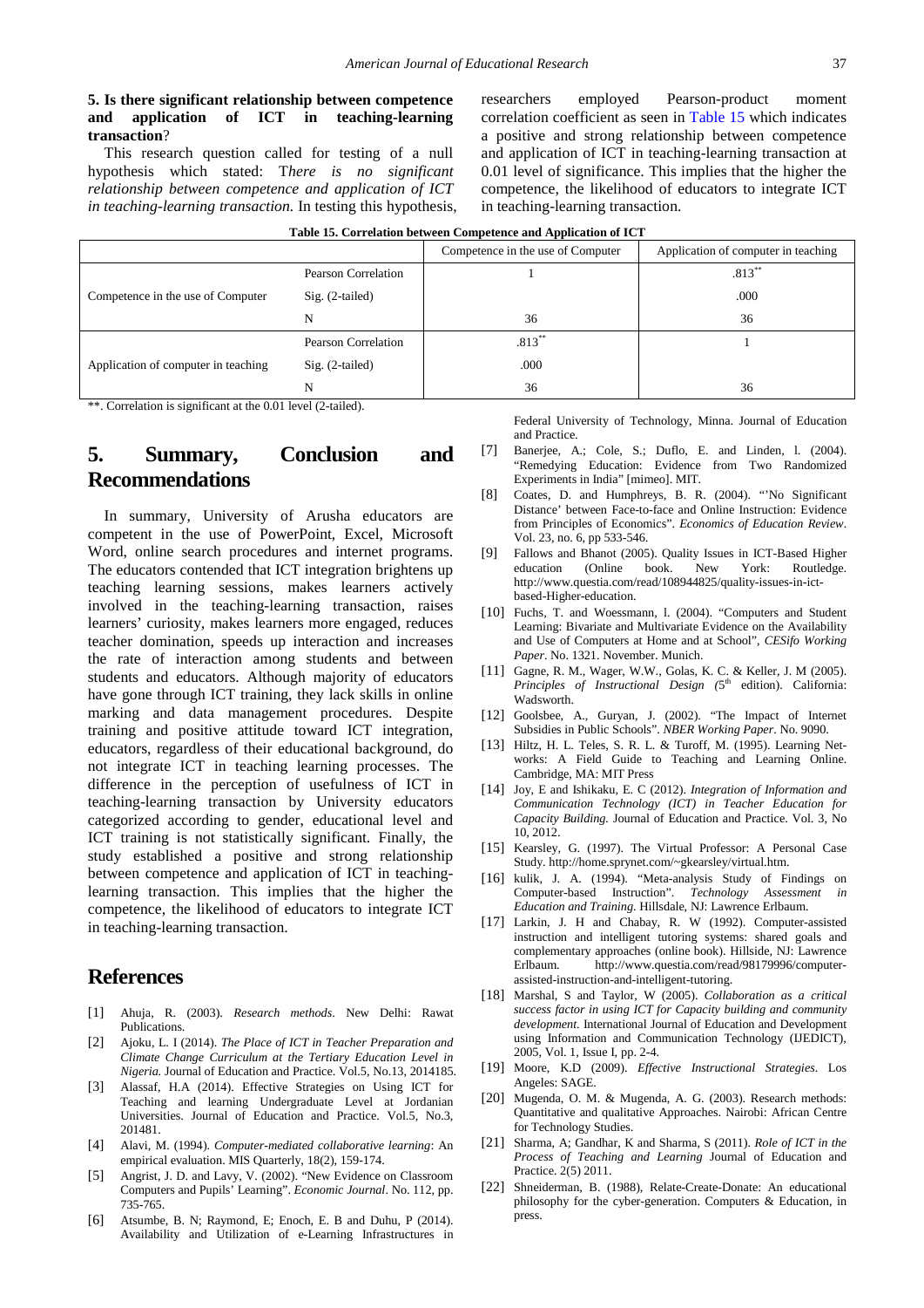**5. Is there significant relationship between competence and application of ICT in teaching-learning transaction**?

This research question called for testing of a null hypothesis which stated: T*here is no significant relationship between competence and application of ICT in teaching-learning transaction.* In testing this hypothesis, researchers employed Pearson-product moment correlation coefficient as seen in Table 15 which indicates a positive and strong relationship between competence and application of ICT in teaching-learning transaction at 0.01 level of significance. This implies that the higher the competence, the likelihood of educators to integrate ICT in teaching-learning transaction.

**Table 15. Correlation between Competence and Application of ICT**

| | | Competence in the use of Computer | Application of computer in teaching |
|---|---|---|---|
| Competence in the use of Computer | Pearson Correlation | 1 | .813** |
| | Sig. (2-tailed) | | .000 |
| | N | 36 | 36 |
| Application of computer in teaching | Pearson Correlation | .813** | 1 |
| | Sig. (2-tailed) | .000 | |
| | N | 36 | 36 |

**. Correlation is significant at the 0.01 level (2-tailed).

# 5. Summary, Conclusion and Recommendations

In summary, University of Arusha educators are competent in the use of PowerPoint, Excel, Microsoft Word, online search procedures and internet programs. The educators contended that ICT integration brightens up teaching learning sessions, makes learners actively involved in the teaching-learning transaction, raises learners' curiosity, makes learners more engaged, reduces teacher domination, speeds up interaction and increases the rate of interaction among students and between students and educators. Although majority of educators have gone through ICT training, they lack skills in online marking and data management procedures. Despite training and positive attitude toward ICT integration, educators, regardless of their educational background, do not integrate ICT in teaching learning processes. The difference in the perception of usefulness of ICT in teaching-learning transaction by University educators categorized according to gender, educational level and ICT training is not statistically significant. Finally, the study established a positive and strong relationship between competence and application of ICT in teaching-learning transaction. This implies that the higher the competence, the likelihood of educators to integrate ICT in teaching-learning transaction.

# References

[1] Ahuja, R. (2003). *Research methods*. New Delhi: Rawat Publications.

[2] Ajoku, L. I (2014). *The Place of ICT in Teacher Preparation and Climate Change Curriculum at the Tertiary Education Level in Nigeria.* Journal of Education and Practice. Vol.5, No.13, 2014185.

[3] Alassaf, H.A (2014). Effective Strategies on Using ICT for Teaching and learning Undergraduate Level at Jordanian Universities. Journal of Education and Practice. Vol.5, No.3, 201481.

[4] Alavi, M. (1994). *Computer-mediated collaborative learning*: An empirical evaluation. MIS Quarterly, 18(2), 159-174.

[5] Angrist, J. D. and Lavy, V. (2002). "New Evidence on Classroom Computers and Pupils' Learning". *Economic Journal*. No. 112, pp. 735-765.

[6] Atsumbe, B. N; Raymond, E; Enoch, E. B and Duhu, P (2014). Availability and Utilization of e-Learning Infrastructures in Federal University of Technology, Minna. Journal of Education and Practice.

[7] Banerjee, A.; Cole, S.; Duflo, E. and Linden, l. (2004). "Remedying Education: Evidence from Two Randomized Experiments in India" [mimeo]. MIT.

[8] Coates, D. and Humphreys, B. R. (2004). "'No Significant Distance' between Face-to-face and Online Instruction: Evidence from Principles of Economics". *Economics of Education Review*. Vol. 23, no. 6, pp 533-546.

[9] Fallows and Bhanot (2005). Quality Issues in ICT-Based Higher education (Online book. New York: Routledge. http://www.questia.com/read/108944825/quality-issues-in-ict-based-Higher-education.

[10] Fuchs, T. and Woessmann, l. (2004). "Computers and Student Learning: Bivariate and Multivariate Evidence on the Availability and Use of Computers at Home and at School", *CESifo Working Paper*. No. 1321. November. Munich.

[11] Gagne, R. M., Wager, W.W., Golas, K. C. & Keller, J. M (2005). *Principles of Instructional Design (*5th edition). California: Wadsworth.

[12] Goolsbee, A., Guryan, J. (2002). "The Impact of Internet Subsidies in Public Schools". *NBER Working Paper*. No. 9090.

[13] Hiltz, H. L. Teles, S. R. L. & Turoff, M. (1995). Learning Net-works: A Field Guide to Teaching and Learning Online. Cambridge, MA: MIT Press

[14] Joy, E and Ishikaku, E. C (2012). *Integration of Information and Communication Technology (ICT) in Teacher Education for Capacity Building.* Journal of Education and Practice. Vol. 3, No 10, 2012.

[15] Kearsley, G. (1997). The Virtual Professor: A Personal Case Study. http://home.sprynet.com/~gkearsley/virtual.htm.

[16] kulik, J. A. (1994). "Meta-analysis Study of Findings on Computer-based Instruction". *Technology Assessment in Education and Training*. Hillsdale, NJ: Lawrence Erlbaum.

[17] Larkin, J. H and Chabay, R. W (1992). Computer-assisted instruction and intelligent tutoring systems: shared goals and complementary approaches (online book). Hillside, NJ: Lawrence Erlbaum. http://www.questia.com/read/98179996/computer-assisted-instruction-and-intelligent-tutoring.

[18] Marshal, S and Taylor, W (2005). *Collaboration as a critical success factor in using ICT for Capacity building and community development.* International Journal of Education and Development using Information and Communication Technology (IJEDICT), 2005, Vol. 1, Issue I, pp. 2-4.

[19] Moore, K.D (2009). *Effective Instructional Strategies*. Los Angeles: SAGE.

[20] Mugenda, O. M. & Mugenda, A. G. (2003). Research methods: Quantitative and qualitative Approaches. Nairobi: African Centre for Technology Studies.

[21] Sharma, A; Gandhar, K and Sharma, S (2011). *Role of ICT in the Process of Teaching and Learning* Journal of Education and Practice. 2(5) 2011.

[22] Shneiderman, B. (1988), Relate-Create-Donate: An educational philosophy for the cyber-generation. Computers & Education, in press.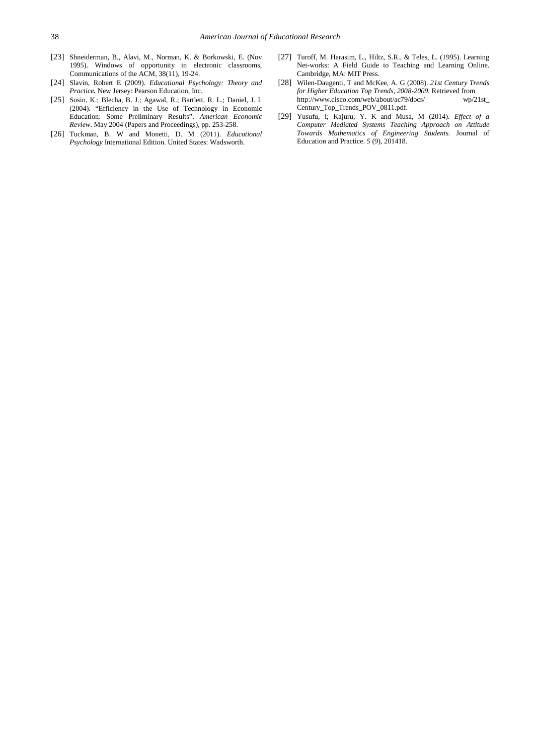[23] Shneiderman, B., Alavi, M., Norman, K. & Borkowski, E. (Nov 1995). Windows of opportunity in electronic classrooms, Communications of the ACM, 38(11), 19-24.

[24] Slavin, Robert E (2009). *Educational Psychology: Theory and Practice.* New Jersey: Pearson Education, Inc.

[25] Sosin, K.; Blecha, B. J.; Agawal, R.; Bartlett, R. L.; Daniel, J. I. (2004). "Efficiency in the Use of Technology in Economic Education: Some Preliminary Results". *American Economic Review*. May 2004 (Papers and Proceedings), pp. 253-258.

[26] Tuckman, B. W and Monetti, D. M (2011). *Educational Psychology* International Edition. United States: Wadsworth.

[27] Turoff, M. Harasim, L., Hiltz, S.R., & Teles, L. (1995). Learning Net-works: A Field Guide to Teaching and Learning Online. Cambridge, MA: MIT Press.

[28] Wilen-Daugenti, T and McKee, A. G (2008). *21st Century Trends for Higher Education Top Trends, 2008-2009.* Retrieved from http://www.cisco.com/web/about/ac79/docs/ wp/21st_Century_Top_Trends_POV_0811.pdf.

[29] Yusufu, I; Kajuru, Y. K and Musa, M (2014). *Effect of a Computer Mediated Systems Teaching Approach on Attitude Towards Mathematics of Engineering Students.* Journal of Education and Practice. *5* (9), 201418.